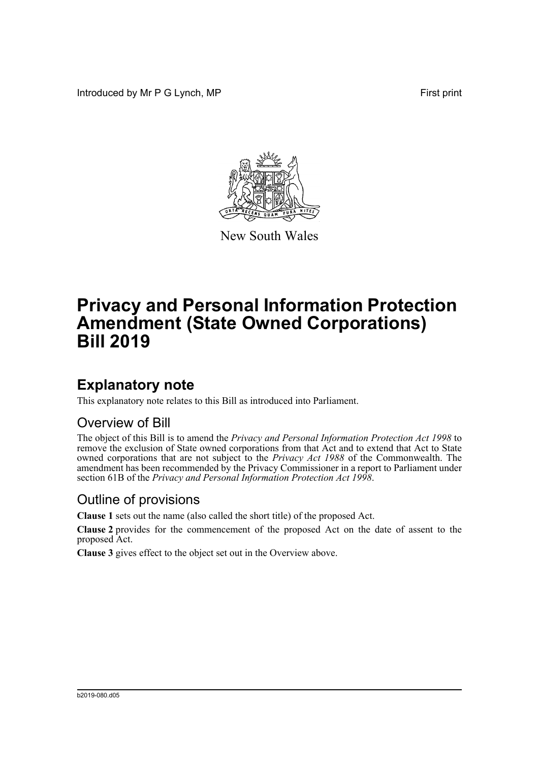Introduced by Mr P G Lynch, MP

First print

New South Wales

# Privacy and Personal Information Protection Amendment (State Owned Corporations) Bill 2019

## Explanatory note

This explanatory note relates to this Bill as introduced into Parliament.

### Overview of Bill

The object of this Bill is to amend the *Privacy and Personal Information Protection Act 1998* to remove the exclusion of State owned corporations from that Act and to extend that Act to State owned corporations that are not subject to the *Privacy Act 1988* of the Commonwealth. The amendment has been recommended by the Privacy Commissioner in a report to Parliament under section 61B of the *Privacy and Personal Information Protection Act 1998*.

### Outline of provisions

**Clause 1** sets out the name (also called the short title) of the proposed Act.

**Clause 2** provides for the commencement of the proposed Act on the date of assent to the proposed Act.

**Clause 3** gives effect to the object set out in the Overview above.

b2019-080.d05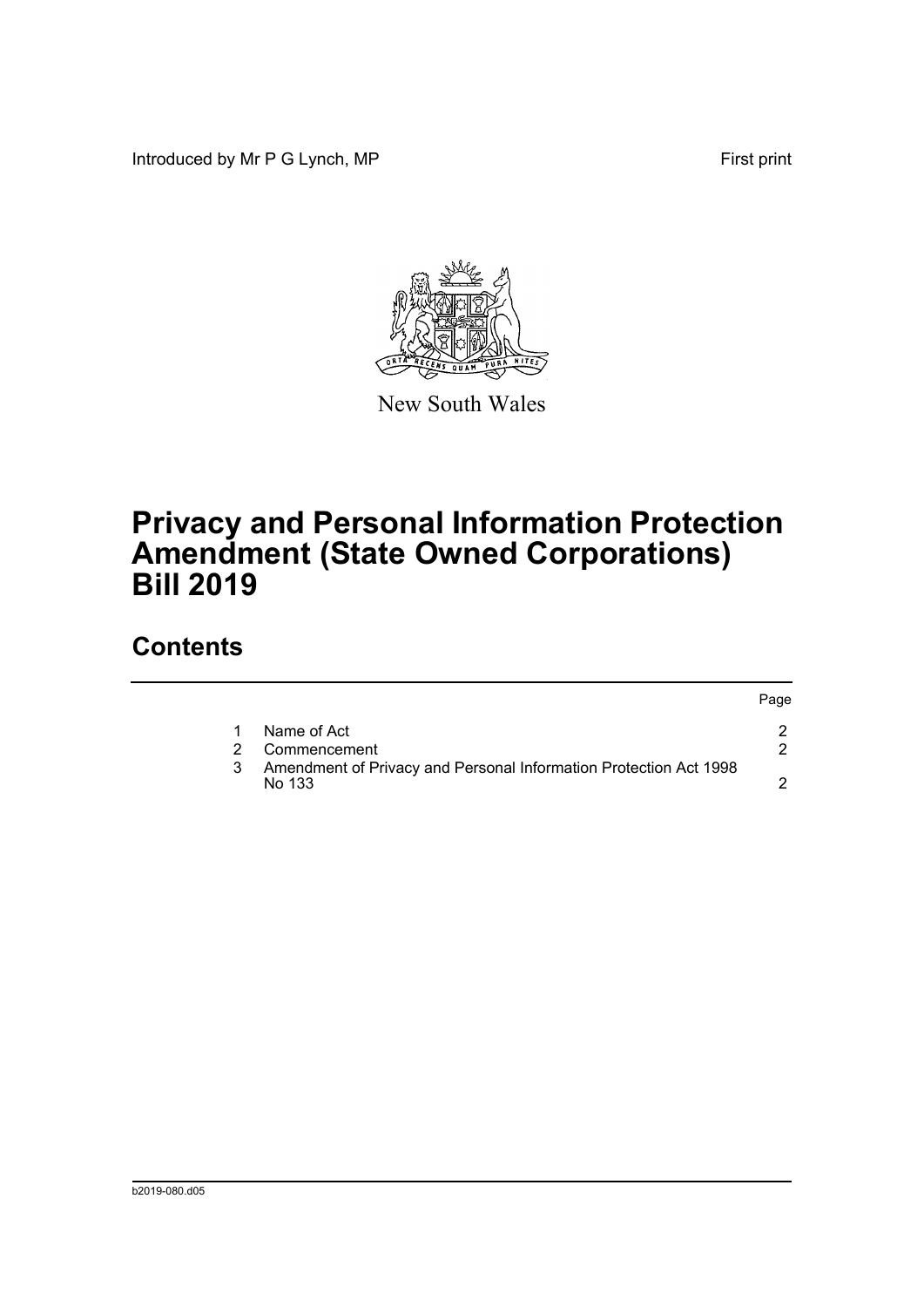Introduced by Mr P G Lynch, MP

First print

New South Wales

# Privacy and Personal Information Protection Amendment (State Owned Corporations) Bill 2019

## Contents

| | | Page |
|---|---|---|
| 1 | Name of Act | 2 |
| 2 | Commencement | 2 |
| 3 | Amendment of Privacy and Personal Information Protection Act 1998 No 133 | 2 |

b2019-080.d05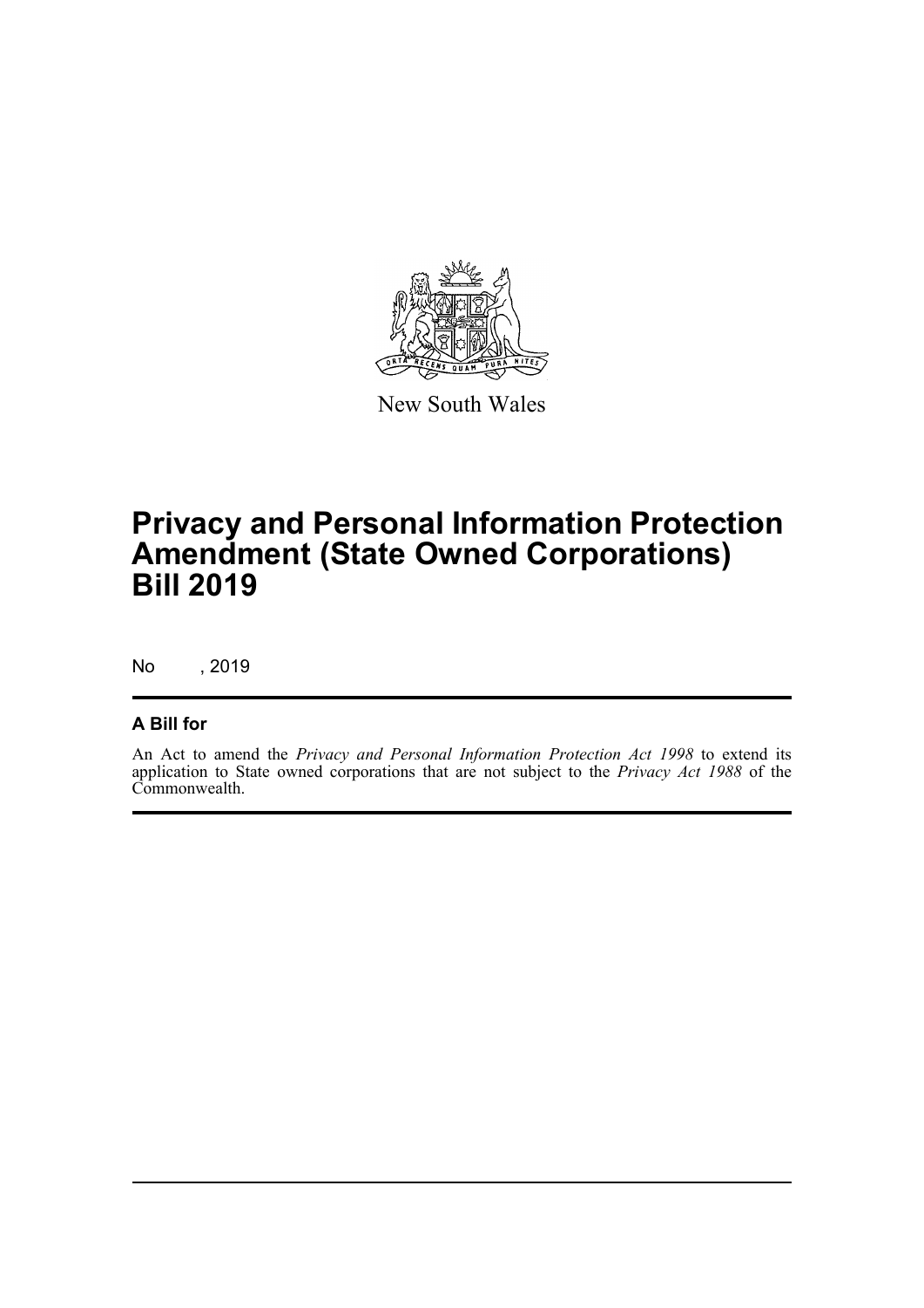New South Wales

# Privacy and Personal Information Protection Amendment (State Owned Corporations) Bill 2019

No , 2019

## A Bill for

An Act to amend the *Privacy and Personal Information Protection Act 1998* to extend its application to State owned corporations that are not subject to the *Privacy Act 1988* of the Commonwealth.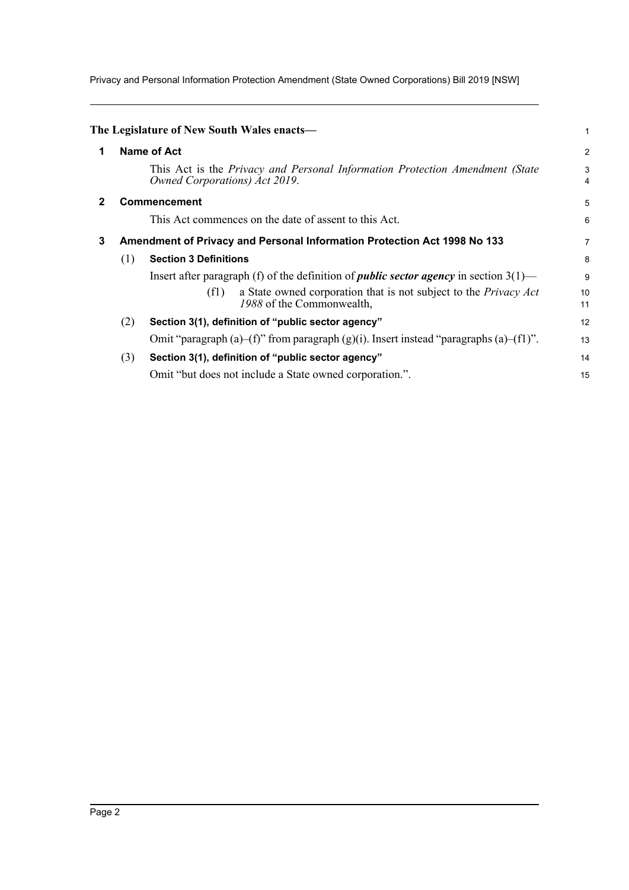**The Legislature of New South Wales enacts—**

## 1 Name of Act

This Act is the *Privacy and Personal Information Protection Amendment (State Owned Corporations) Act 2019*.

## 2 Commencement

This Act commences on the date of assent to this Act.

## 3 Amendment of Privacy and Personal Information Protection Act 1998 No 133

### (1) Section 3 Definitions

Insert after paragraph (f) of the definition of ***public sector agency*** in section 3(1)—

> (f1) a State owned corporation that is not subject to the *Privacy Act 1988* of the Commonwealth,

### (2) Section 3(1), definition of "public sector agency"

Omit "paragraph (a)–(f)" from paragraph (g)(i). Insert instead "paragraphs (a)–(f1)".

### (3) Section 3(1), definition of "public sector agency"

Omit "but does not include a State owned corporation.".